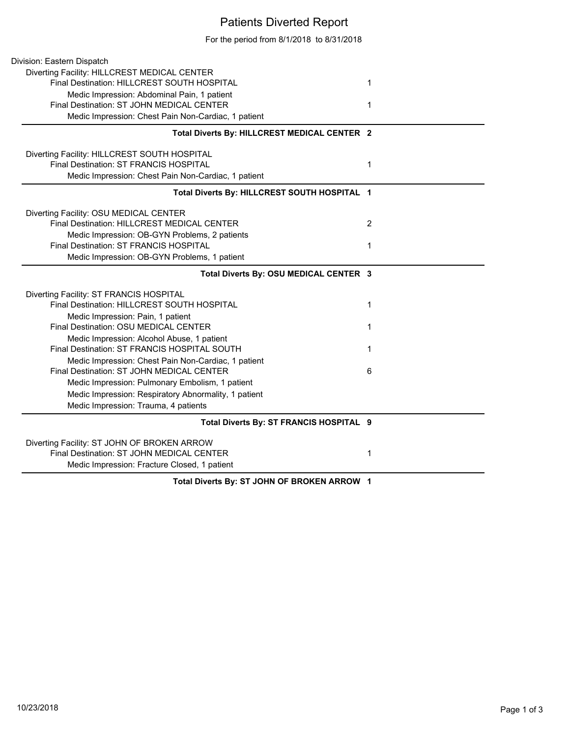# Patients Diverted Report

For the period from 8/1/2018 to 8/31/2018

Division: Eastern Dispatch

Diverting Facility: HILLCREST MEDICAL CENTER

| | |
|---|---|
| Final Destination: HILLCREST SOUTH HOSPITAL | 1 |
| Medic Impression: Abdominal Pain, 1 patient | |
| Final Destination: ST JOHN MEDICAL CENTER | 1 |
| Medic Impression: Chest Pain Non-Cardiac, 1 patient | |
| **Total Diverts By: HILLCREST MEDICAL CENTER** | **2** |

Diverting Facility: HILLCREST SOUTH HOSPITAL

| | |
|---|---|
| Final Destination: ST FRANCIS HOSPITAL | 1 |
| Medic Impression: Chest Pain Non-Cardiac, 1 patient | |
| **Total Diverts By: HILLCREST SOUTH HOSPITAL** | **1** |

Diverting Facility: OSU MEDICAL CENTER

| | |
|---|---|
| Final Destination: HILLCREST MEDICAL CENTER | 2 |
| Medic Impression: OB-GYN Problems, 2 patients | |
| Final Destination: ST FRANCIS HOSPITAL | 1 |
| Medic Impression: OB-GYN Problems, 1 patient | |
| **Total Diverts By: OSU MEDICAL CENTER** | **3** |

Diverting Facility: ST FRANCIS HOSPITAL

| | |
|---|---|
| Final Destination: HILLCREST SOUTH HOSPITAL | 1 |
| Medic Impression: Pain, 1 patient | |
| Final Destination: OSU MEDICAL CENTER | 1 |
| Medic Impression: Alcohol Abuse, 1 patient | |
| Final Destination: ST FRANCIS HOSPITAL SOUTH | 1 |
| Medic Impression: Chest Pain Non-Cardiac, 1 patient | |
| Final Destination: ST JOHN MEDICAL CENTER | 6 |
| Medic Impression: Pulmonary Embolism, 1 patient | |
| Medic Impression: Respiratory Abnormality, 1 patient | |
| Medic Impression: Trauma, 4 patients | |
| **Total Diverts By: ST FRANCIS HOSPITAL** | **9** |

Diverting Facility: ST JOHN OF BROKEN ARROW

| | |
|---|---|
| Final Destination: ST JOHN MEDICAL CENTER | 1 |
| Medic Impression: Fracture Closed, 1 patient | |
| **Total Diverts By: ST JOHN OF BROKEN ARROW** | **1** |

10/23/2018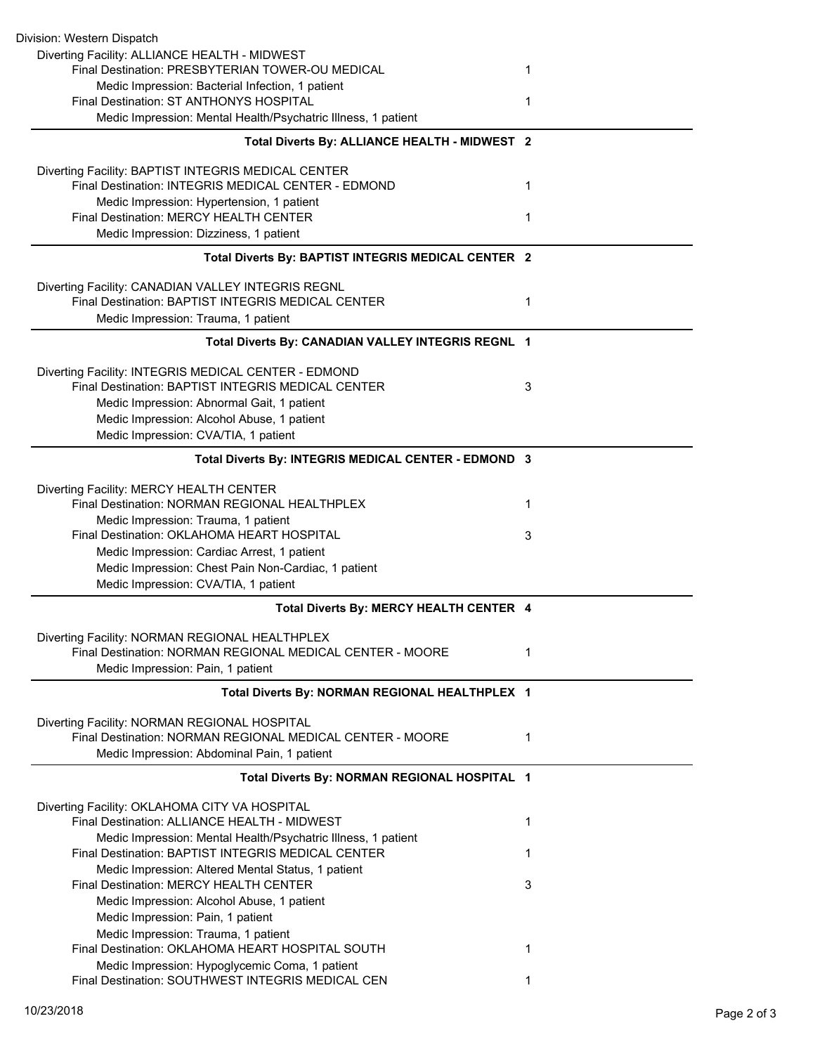Division: Western Dispatch

Diverting Facility: ALLIANCE HEALTH - MIDWEST

| | |
|---|---|
| Final Destination: PRESBYTERIAN TOWER-OU MEDICAL | 1 |
| Medic Impression: Bacterial Infection, 1 patient | |
| Final Destination: ST ANTHONYS HOSPITAL | 1 |
| Medic Impression: Mental Health/Psychatric Illness, 1 patient | |

**Total Diverts By: ALLIANCE HEALTH - MIDWEST 2**

Diverting Facility: BAPTIST INTEGRIS MEDICAL CENTER

| | |
|---|---|
| Final Destination: INTEGRIS MEDICAL CENTER - EDMOND | 1 |
| Medic Impression: Hypertension, 1 patient | |
| Final Destination: MERCY HEALTH CENTER | 1 |
| Medic Impression: Dizziness, 1 patient | |

**Total Diverts By: BAPTIST INTEGRIS MEDICAL CENTER 2**

Diverting Facility: CANADIAN VALLEY INTEGRIS REGNL

| | |
|---|---|
| Final Destination: BAPTIST INTEGRIS MEDICAL CENTER | 1 |
| Medic Impression: Trauma, 1 patient | |

**Total Diverts By: CANADIAN VALLEY INTEGRIS REGNL 1**

Diverting Facility: INTEGRIS MEDICAL CENTER - EDMOND

| | |
|---|---|
| Final Destination: BAPTIST INTEGRIS MEDICAL CENTER | 3 |
| Medic Impression: Abnormal Gait, 1 patient | |
| Medic Impression: Alcohol Abuse, 1 patient | |
| Medic Impression: CVA/TIA, 1 patient | |

**Total Diverts By: INTEGRIS MEDICAL CENTER - EDMOND 3**

Diverting Facility: MERCY HEALTH CENTER

| | |
|---|---|
| Final Destination: NORMAN REGIONAL HEALTHPLEX | 1 |
| Medic Impression: Trauma, 1 patient | |
| Final Destination: OKLAHOMA HEART HOSPITAL | 3 |
| Medic Impression: Cardiac Arrest, 1 patient | |
| Medic Impression: Chest Pain Non-Cardiac, 1 patient | |
| Medic Impression: CVA/TIA, 1 patient | |

**Total Diverts By: MERCY HEALTH CENTER 4**

Diverting Facility: NORMAN REGIONAL HEALTHPLEX

| | |
|---|---|
| Final Destination: NORMAN REGIONAL MEDICAL CENTER - MOORE | 1 |
| Medic Impression: Pain, 1 patient | |

**Total Diverts By: NORMAN REGIONAL HEALTHPLEX 1**

Diverting Facility: NORMAN REGIONAL HOSPITAL

| | |
|---|---|
| Final Destination: NORMAN REGIONAL MEDICAL CENTER - MOORE | 1 |
| Medic Impression: Abdominal Pain, 1 patient | |

**Total Diverts By: NORMAN REGIONAL HOSPITAL 1**

Diverting Facility: OKLAHOMA CITY VA HOSPITAL

| | |
|---|---|
| Final Destination: ALLIANCE HEALTH - MIDWEST | 1 |
| Medic Impression: Mental Health/Psychatric Illness, 1 patient | |
| Final Destination: BAPTIST INTEGRIS MEDICAL CENTER | 1 |
| Medic Impression: Altered Mental Status, 1 patient | |
| Final Destination: MERCY HEALTH CENTER | 3 |
| Medic Impression: Alcohol Abuse, 1 patient | |
| Medic Impression: Pain, 1 patient | |
| Medic Impression: Trauma, 1 patient | |
| Final Destination: OKLAHOMA HEART HOSPITAL SOUTH | 1 |
| Medic Impression: Hypoglycemic Coma, 1 patient | |
| Final Destination: SOUTHWEST INTEGRIS MEDICAL CEN | 1 |

10/23/2018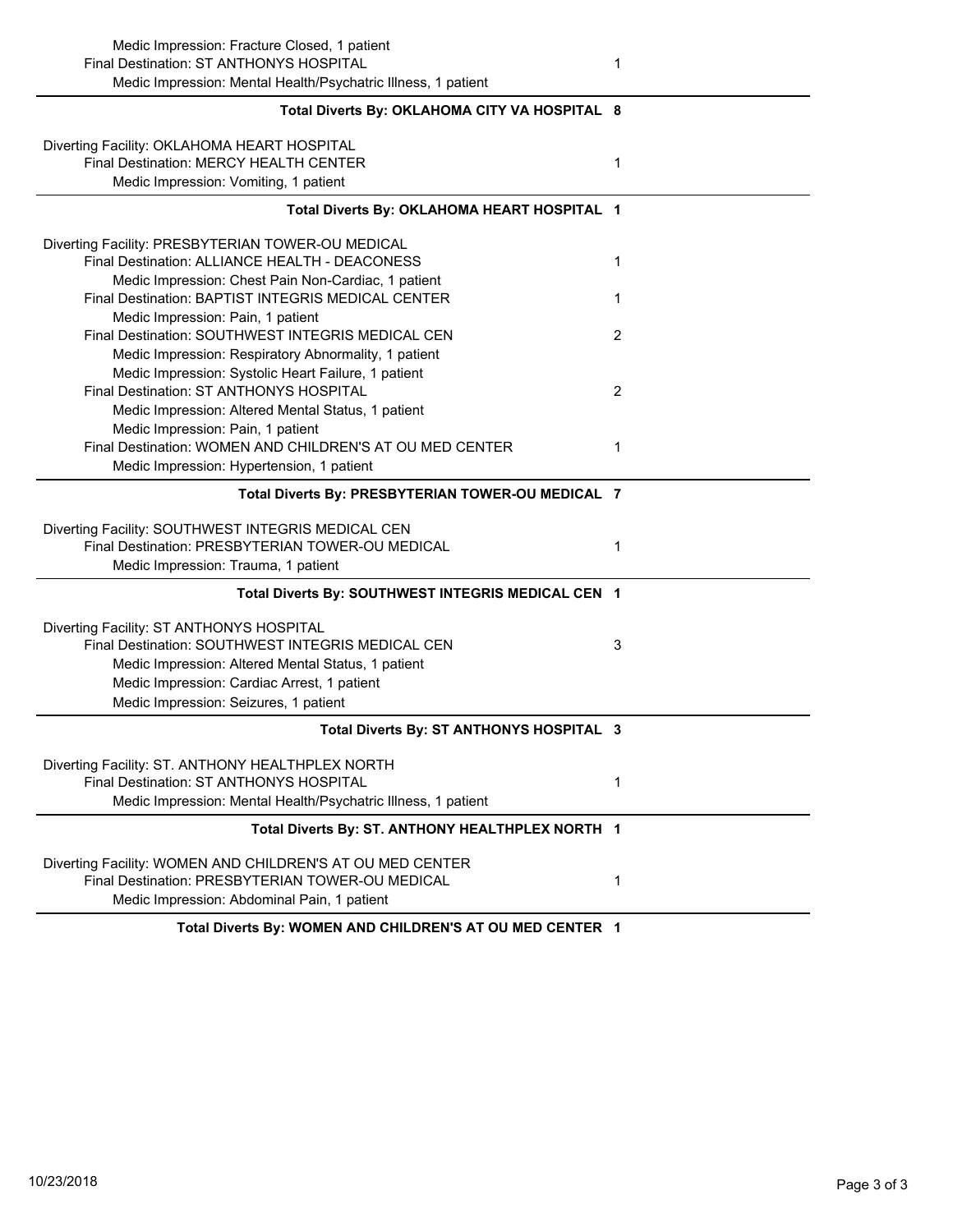Medic Impression: Fracture Closed, 1 patient

Final Destination: ST ANTHONYS HOSPITAL 1

Medic Impression: Mental Health/Psychatric Illness, 1 patient

**Total Diverts By: OKLAHOMA CITY VA HOSPITAL 8**

Diverting Facility: OKLAHOMA HEART HOSPITAL

Final Destination: MERCY HEALTH CENTER 1

Medic Impression: Vomiting, 1 patient

**Total Diverts By: OKLAHOMA HEART HOSPITAL 1**

Diverting Facility: PRESBYTERIAN TOWER-OU MEDICAL

Final Destination: ALLIANCE HEALTH - DEACONESS 1

Medic Impression: Chest Pain Non-Cardiac, 1 patient

Final Destination: BAPTIST INTEGRIS MEDICAL CENTER 1

Medic Impression: Pain, 1 patient

Final Destination: SOUTHWEST INTEGRIS MEDICAL CEN 2

Medic Impression: Respiratory Abnormality, 1 patient

Medic Impression: Systolic Heart Failure, 1 patient

Final Destination: ST ANTHONYS HOSPITAL 2

Medic Impression: Altered Mental Status, 1 patient

Medic Impression: Pain, 1 patient

Final Destination: WOMEN AND CHILDREN'S AT OU MED CENTER 1

Medic Impression: Hypertension, 1 patient

**Total Diverts By: PRESBYTERIAN TOWER-OU MEDICAL 7**

Diverting Facility: SOUTHWEST INTEGRIS MEDICAL CEN

Final Destination: PRESBYTERIAN TOWER-OU MEDICAL 1

Medic Impression: Trauma, 1 patient

**Total Diverts By: SOUTHWEST INTEGRIS MEDICAL CEN 1**

Diverting Facility: ST ANTHONYS HOSPITAL

Final Destination: SOUTHWEST INTEGRIS MEDICAL CEN 3

Medic Impression: Altered Mental Status, 1 patient

Medic Impression: Cardiac Arrest, 1 patient

Medic Impression: Seizures, 1 patient

**Total Diverts By: ST ANTHONYS HOSPITAL 3**

Diverting Facility: ST. ANTHONY HEALTHPLEX NORTH

Final Destination: ST ANTHONYS HOSPITAL 1

Medic Impression: Mental Health/Psychatric Illness, 1 patient

**Total Diverts By: ST. ANTHONY HEALTHPLEX NORTH 1**

Diverting Facility: WOMEN AND CHILDREN'S AT OU MED CENTER

Final Destination: PRESBYTERIAN TOWER-OU MEDICAL 1

Medic Impression: Abdominal Pain, 1 patient

**Total Diverts By: WOMEN AND CHILDREN'S AT OU MED CENTER 1**

10/23/2018